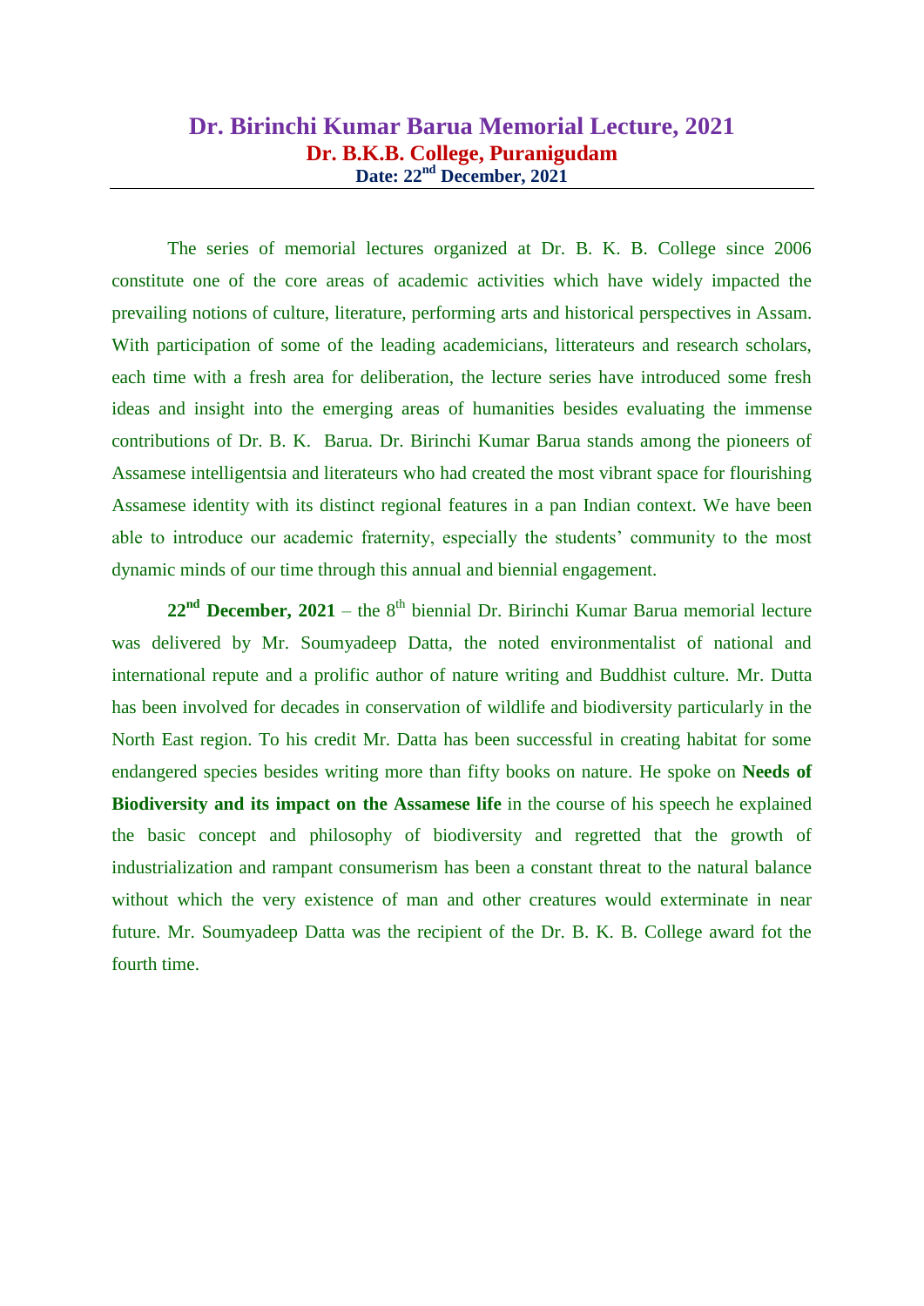# Dr. Birinchi Kumar Barua Memorial Lecture, 2021

## Dr. B.K.B. College, Puranigudam

### Date: 22nd December, 2021

The series of memorial lectures organized at Dr. B. K. B. College since 2006 constitute one of the core areas of academic activities which have widely impacted the prevailing notions of culture, literature, performing arts and historical perspectives in Assam. With participation of some of the leading academicians, litterateurs and research scholars, each time with a fresh area for deliberation, the lecture series have introduced some fresh ideas and insight into the emerging areas of humanities besides evaluating the immense contributions of Dr. B. K. Barua. Dr. Birinchi Kumar Barua stands among the pioneers of Assamese intelligentsia and literateurs who had created the most vibrant space for flourishing Assamese identity with its distinct regional features in a pan Indian context. We have been able to introduce our academic fraternity, especially the students' community to the most dynamic minds of our time through this annual and biennial engagement.

**22nd December, 2021** – the 8th biennial Dr. Birinchi Kumar Barua memorial lecture was delivered by Mr. Soumyadeep Datta, the noted environmentalist of national and international repute and a prolific author of nature writing and Buddhist culture. Mr. Dutta has been involved for decades in conservation of wildlife and biodiversity particularly in the North East region. To his credit Mr. Datta has been successful in creating habitat for some endangered species besides writing more than fifty books on nature. He spoke on **Needs of Biodiversity and its impact on the Assamese life** in the course of his speech he explained the basic concept and philosophy of biodiversity and regretted that the growth of industrialization and rampant consumerism has been a constant threat to the natural balance without which the very existence of man and other creatures would exterminate in near future. Mr. Soumyadeep Datta was the recipient of the Dr. B. K. B. College award fot the fourth time.